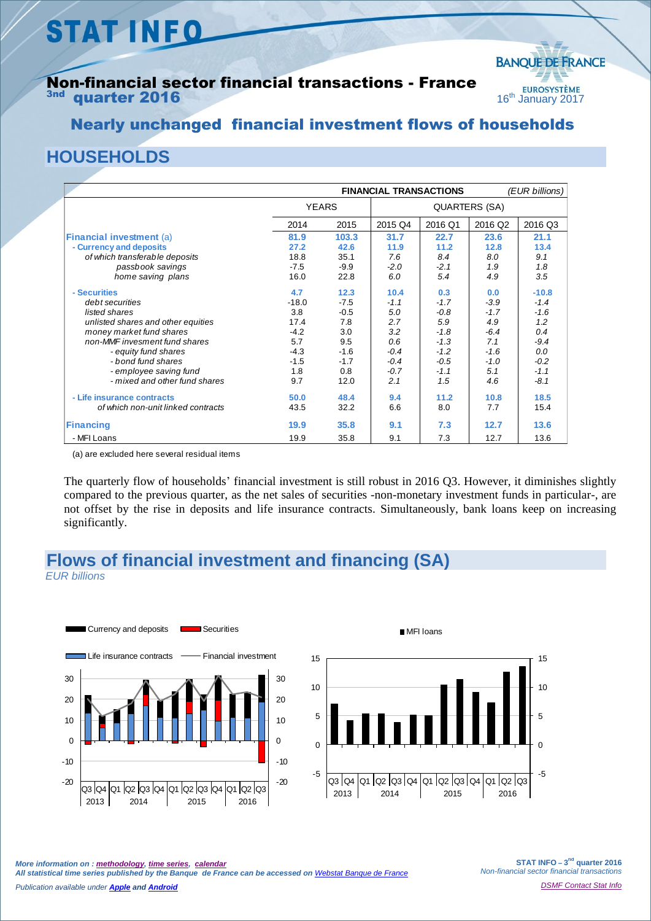# STAT INFO

## Non-financial sector financial transactions - France
### 3nd quarter 2016

16th January 2017

## Nearly unchanged financial investment flows of households

## HOUSEHOLDS

| | FINANCIAL TRANSACTIONS | | | | | (EUR billions) |
|---|---|---|---|---|---|---|
| | YEARS | | QUARTERS (SA) | | | |
| | 2014 | 2015 | 2015 Q4 | 2016 Q1 | 2016 Q2 | 2016 Q3 |
| **Financial investment** (a) | **81.9** | **103.3** | **31.7** | **22.7** | **23.6** | **21.1** |
| **- Currency and deposits** | **27.2** | **42.6** | **11.9** | **11.2** | **12.8** | **13.4** |
| *of which transferable deposits* | 18.8 | 35.1 | *7.6* | *8.4* | *8.0* | *9.1* |
| *passbook savings* | -7.5 | -9.9 | *-2.0* | *-2.1* | *1.9* | *1.8* |
| *home saving plans* | 16.0 | 22.8 | *6.0* | *5.4* | *4.9* | *3.5* |
| **- Securities** | **4.7** | **12.3** | **10.4** | **0.3** | **0.0** | **-10.8** |
| *debt securities* | -18.0 | -7.5 | *-1.1* | *-1.7* | *-3.9* | *-1.4* |
| *listed shares* | 3.8 | -0.5 | *5.0* | *-0.8* | *-1.7* | *-1.6* |
| *unlisted shares and other equities* | 17.4 | 7.8 | *2.7* | *5.9* | *4.9* | *1.2* |
| *money market fund shares* | -4.2 | 3.0 | *3.2* | *-1.8* | *-6.4* | *0.4* |
| *non-MMF invesment fund shares* | 5.7 | 9.5 | *0.6* | *-1.3* | *7.1* | *-9.4* |
| *- equity fund shares* | -4.3 | -1.6 | *-0.4* | *-1.2* | *-1.6* | *0.0* |
| *- bond fund shares* | -1.5 | -1.7 | *-0.4* | *-0.5* | *-1.0* | *-0.2* |
| *- employee saving fund* | 1.8 | 0.8 | *-0.7* | *-1.1* | *5.1* | *-1.1* |
| *- mixed and other fund shares* | 9.7 | 12.0 | *2.1* | *1.5* | *4.6* | *-8.1* |
| **- Life insurance contracts** | **50.0** | **48.4** | **9.4** | **11.2** | **10.8** | **18.5** |
| *of which non-unit linked contracts* | 43.5 | 32.2 | 6.6 | 8.0 | 7.7 | 15.4 |
| **Financing** | **19.9** | **35.8** | **9.1** | **7.3** | **12.7** | **13.6** |
| - MFI Loans | 19.9 | 35.8 | 9.1 | 7.3 | 12.7 | 13.6 |

(a) are excluded here several residual items

The quarterly flow of households' financial investment is still robust in 2016 Q3. However, it diminishes slightly compared to the previous quarter, as the net sales of securities -non-monetary investment funds in particular-, are not offset by the rise in deposits and life insurance contracts. Simultaneously, bank loans keep on increasing significantly.

## Flows of financial investment and financing (SA)

*EUR billions*

*More information on : methodology, time series, calendar*
*All statistical time series published by the Banque de France can be accessed on Webstat Banque de France*
*Publication available under Apple and Android*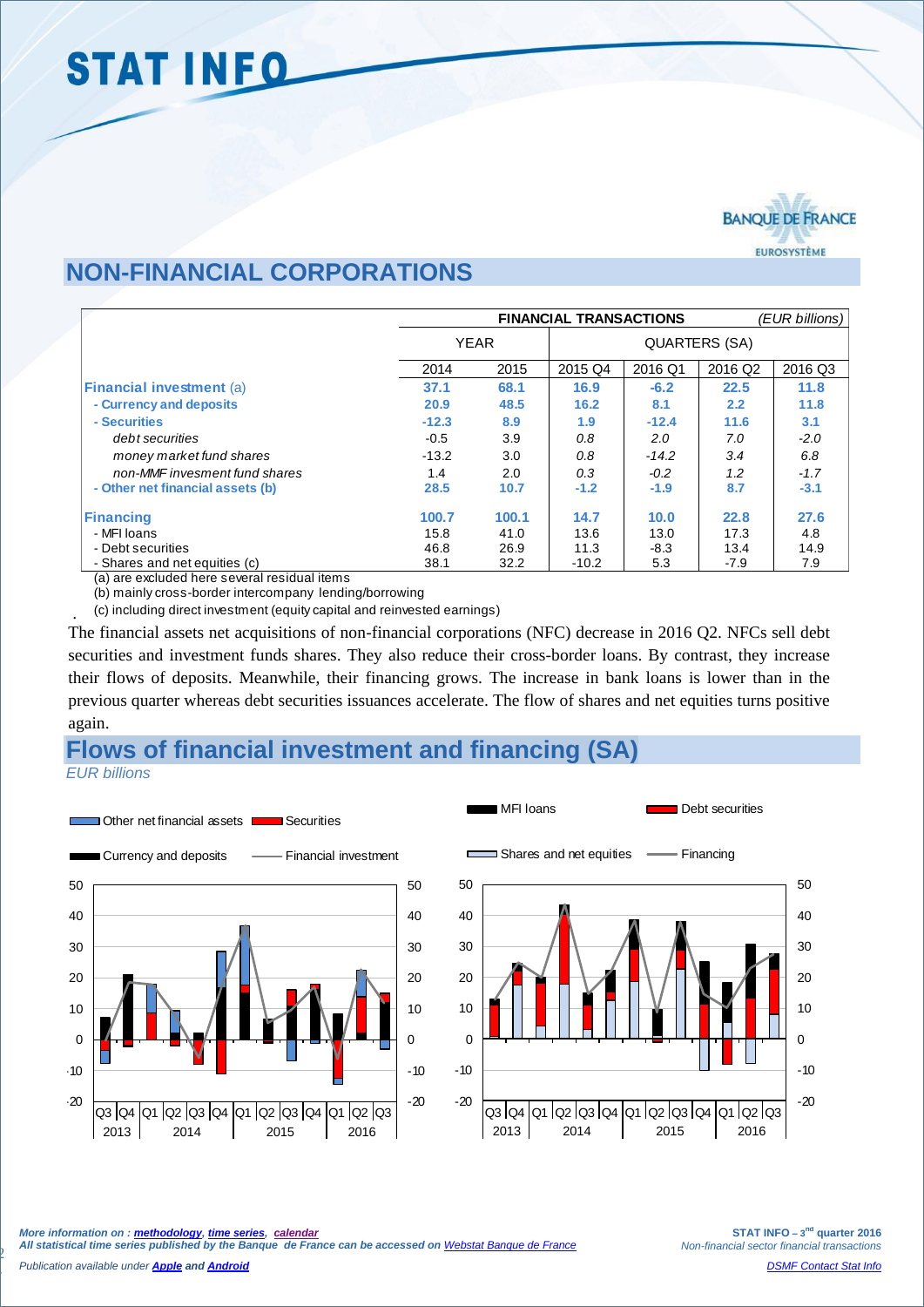# NON-FINANCIAL CORPORATIONS

| | FINANCIAL TRANSACTIONS | | | | | *(EUR billions)* |
|---|---|---|---|---|---|---|
| | YEAR | | QUARTERS (SA) | | | |
| | 2014 | 2015 | 2015 Q4 | 2016 Q1 | 2016 Q2 | 2016 Q3 |
| **Financial investment** (a) | **37.1** | **68.1** | **16.9** | **-6.2** | **22.5** | **11.8** |
| **- Currency and deposits** | **20.9** | **48.5** | **16.2** | **8.1** | **2.2** | **11.8** |
| **- Securities** | **-12.3** | **8.9** | **1.9** | **-12.4** | **11.6** | **3.1** |
| *debt securities* | -0.5 | 3.9 | *0.8* | *2.0* | *7.0* | *-2.0* |
| *money market fund shares* | -13.2 | 3.0 | *0.8* | *-14.2* | *3.4* | *6.8* |
| *non-MMF invesment fund shares* | 1.4 | 2.0 | *0.3* | *-0.2* | *1.2* | *-1.7* |
| **- Other net financial assets (b)** | **28.5** | **10.7** | **-1.2** | **-1.9** | **8.7** | **-3.1** |
| **Financing** | **100.7** | **100.1** | **14.7** | **10.0** | **22.8** | **27.6** |
| - MFI loans | 15.8 | 41.0 | 13.6 | 13.0 | 17.3 | 4.8 |
| - Debt securities | 46.8 | 26.9 | 11.3 | -8.3 | 13.4 | 14.9 |
| - Shares and net equities (c) | 38.1 | 32.2 | -10.2 | 5.3 | -7.9 | 7.9 |

(a) are excluded here several residual items

(b) mainly cross-border intercompany lending/borrowing

(c) including direct investment (equity capital and reinvested earnings)

The financial assets net acquisitions of non-financial corporations (NFC) decrease in 2016 Q2. NFCs sell debt securities and investment funds shares. They also reduce their cross-border loans. By contrast, they increase their flows of deposits. Meanwhile, their financing grows. The increase in bank loans is lower than in the previous quarter whereas debt securities issuances accelerate. The flow of shares and net equities turns positive again.

## Flows of financial investment and financing (SA)

*EUR billions*

*More information on : methodology, time series, calendar*
*All statistical time series published by the Banque de France can be accessed on Webstat Banque de France*

*Publication available under Apple and Android*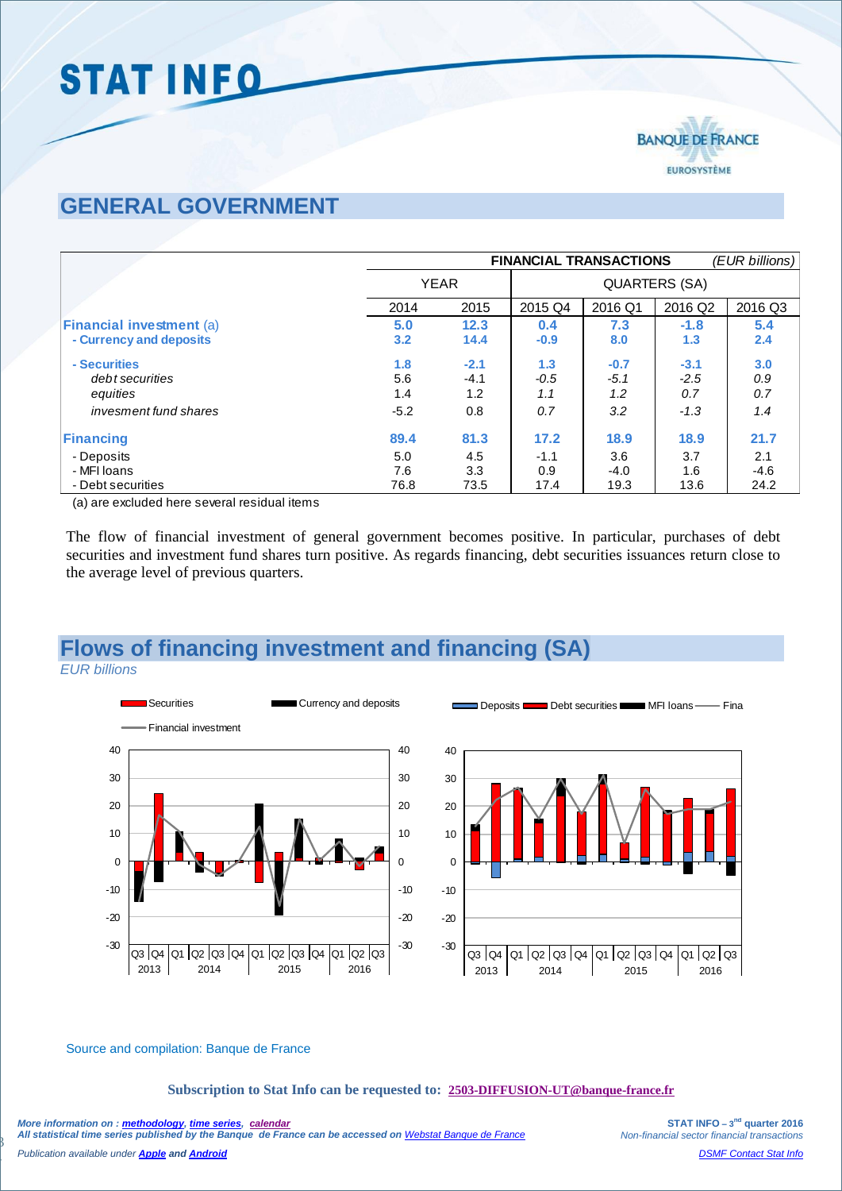## GENERAL GOVERNMENT

| | FINANCIAL TRANSACTIONS | | | | | *(EUR billions)* |
|---|---|---|---|---|---|---|
| | YEAR | | QUARTERS (SA) | | | |
| | 2014 | 2015 | 2015 Q4 | 2016 Q1 | 2016 Q2 | 2016 Q3 |
| **Financial investment** (a) | **5.0** | **12.3** | **0.4** | **7.3** | **-1.8** | **5.4** |
| **- Currency and deposits** | **3.2** | **14.4** | **-0.9** | **8.0** | **1.3** | **2.4** |
| **- Securities** | **1.8** | **-2.1** | **1.3** | **-0.7** | **-3.1** | **3.0** |
| *debt securities* | 5.6 | -4.1 | *-0.5* | *-5.1* | *-2.5* | *0.9* |
| *equities* | 1.4 | 1.2 | *1.1* | *1.2* | *0.7* | *0.7* |
| *invesment fund shares* | -5.2 | 0.8 | *0.7* | *3.2* | *-1.3* | *1.4* |
| **Financing** | **89.4** | **81.3** | **17.2** | **18.9** | **18.9** | **21.7** |
| - Deposits | 5.0 | 4.5 | -1.1 | 3.6 | 3.7 | 2.1 |
| - MFI loans | 7.6 | 3.3 | 0.9 | -4.0 | 1.6 | -4.6 |
| - Debt securities | 76.8 | 73.5 | 17.4 | 19.3 | 13.6 | 24.2 |

(a) are excluded here several residual items

The flow of financial investment of general government becomes positive. In particular, purchases of debt securities and investment fund shares turn positive. As regards financing, debt securities issuances return close to the average level of previous quarters.

## Flows of financing investment and financing (SA)

*EUR billions*

Securities
Currency and deposits
Financial investment

40
30
20
10
0
-10
-20
-30

Q3 Q4 Q1 Q2 Q3 Q4 Q1 Q2 Q3 Q4 Q1 Q2 Q3
2013 2014 2015 2016

Deposits
Debt securities
MFI loans
Fina

40
30
20
10
0
-10
-20
-30

Q3 Q4 Q1 Q2 Q3 Q4 Q1 Q2 Q3 Q4 Q1 Q2 Q3
2013 2014 2015 2016

Source and compilation: Banque de France

**Subscription to Stat Info can be requested to: 2503-DIFFUSION-UT@banque-france.fr**

*More information on : methodology, time series, calendar*
***All statistical time series published by the Banque de France can be accessed on** Webstat Banque de France*
*Publication available under **Apple** and **Android***

**STAT INFO – 3rd quarter 2016**
*Non-financial sector financial transactions*
*DSMF Contact Stat Info*